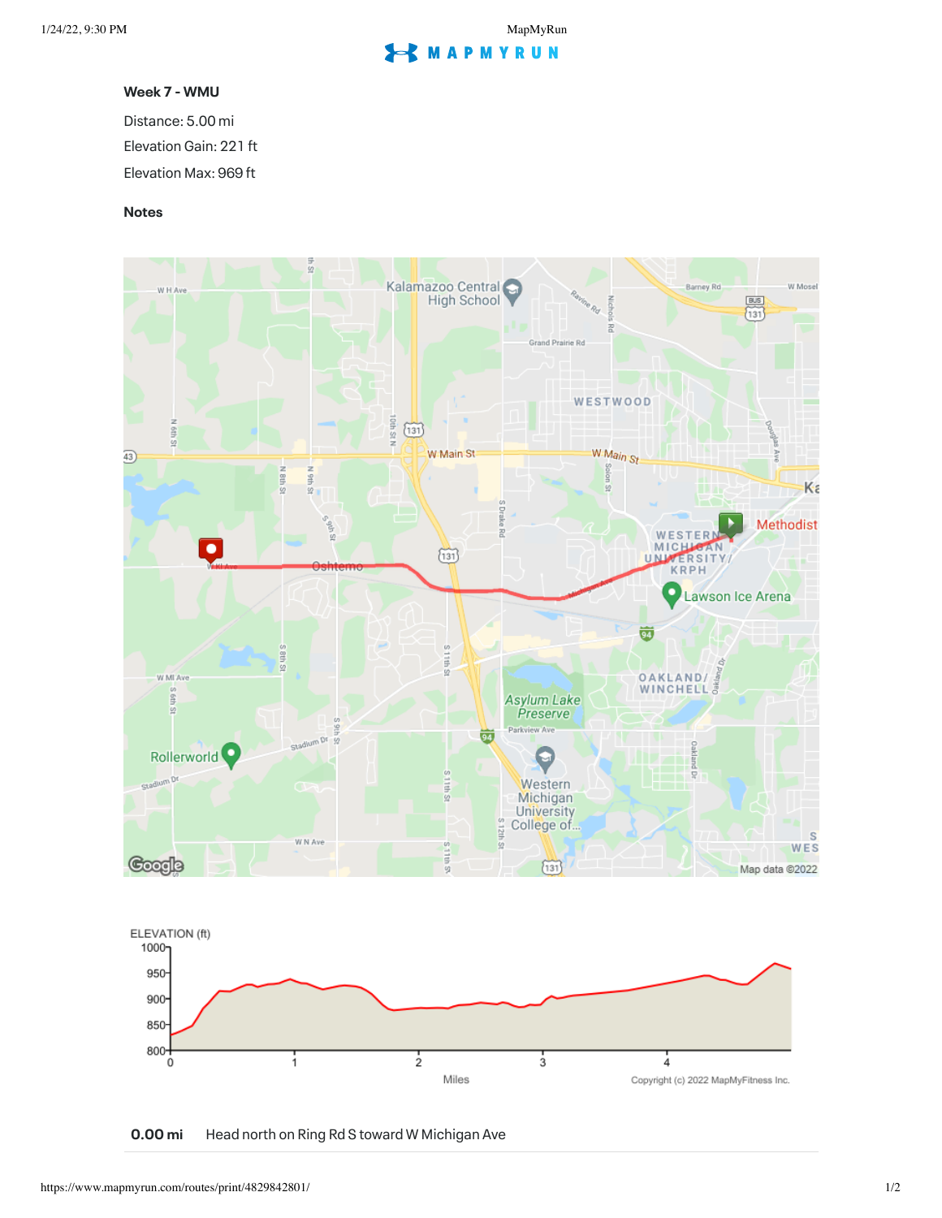## Week 7 - WMU

Distance: 5.00 mi

Elevation Gain: 221 ft

Elevation Max: 969 ft

### Notes

**0.00 mi** Head north on Ring Rd S toward W Michigan Ave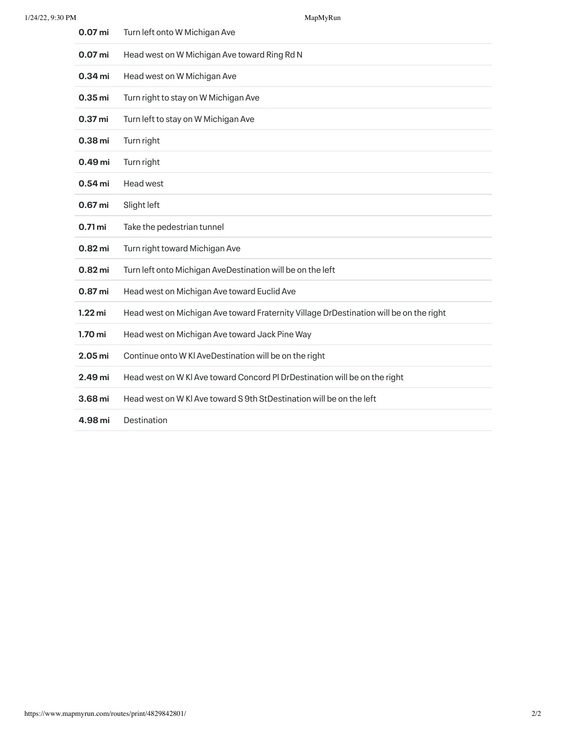| | |
|---|---|
| **0.07 mi** | Turn left onto W Michigan Ave |
| **0.07 mi** | Head west on W Michigan Ave toward Ring Rd N |
| **0.34 mi** | Head west on W Michigan Ave |
| **0.35 mi** | Turn right to stay on W Michigan Ave |
| **0.37 mi** | Turn left to stay on W Michigan Ave |
| **0.38 mi** | Turn right |
| **0.49 mi** | Turn right |
| **0.54 mi** | Head west |
| **0.67 mi** | Slight left |
| **0.71 mi** | Take the pedestrian tunnel |
| **0.82 mi** | Turn right toward Michigan Ave |
| **0.82 mi** | Turn left onto Michigan AveDestination will be on the left |
| **0.87 mi** | Head west on Michigan Ave toward Euclid Ave |
| **1.22 mi** | Head west on Michigan Ave toward Fraternity Village DrDestination will be on the right |
| **1.70 mi** | Head west on Michigan Ave toward Jack Pine Way |
| **2.05 mi** | Continue onto W Kl AveDestination will be on the right |
| **2.49 mi** | Head west on W Kl Ave toward Concord Pl DrDestination will be on the right |
| **3.68 mi** | Head west on W Kl Ave toward S 9th StDestination will be on the left |
| **4.98 mi** | Destination |